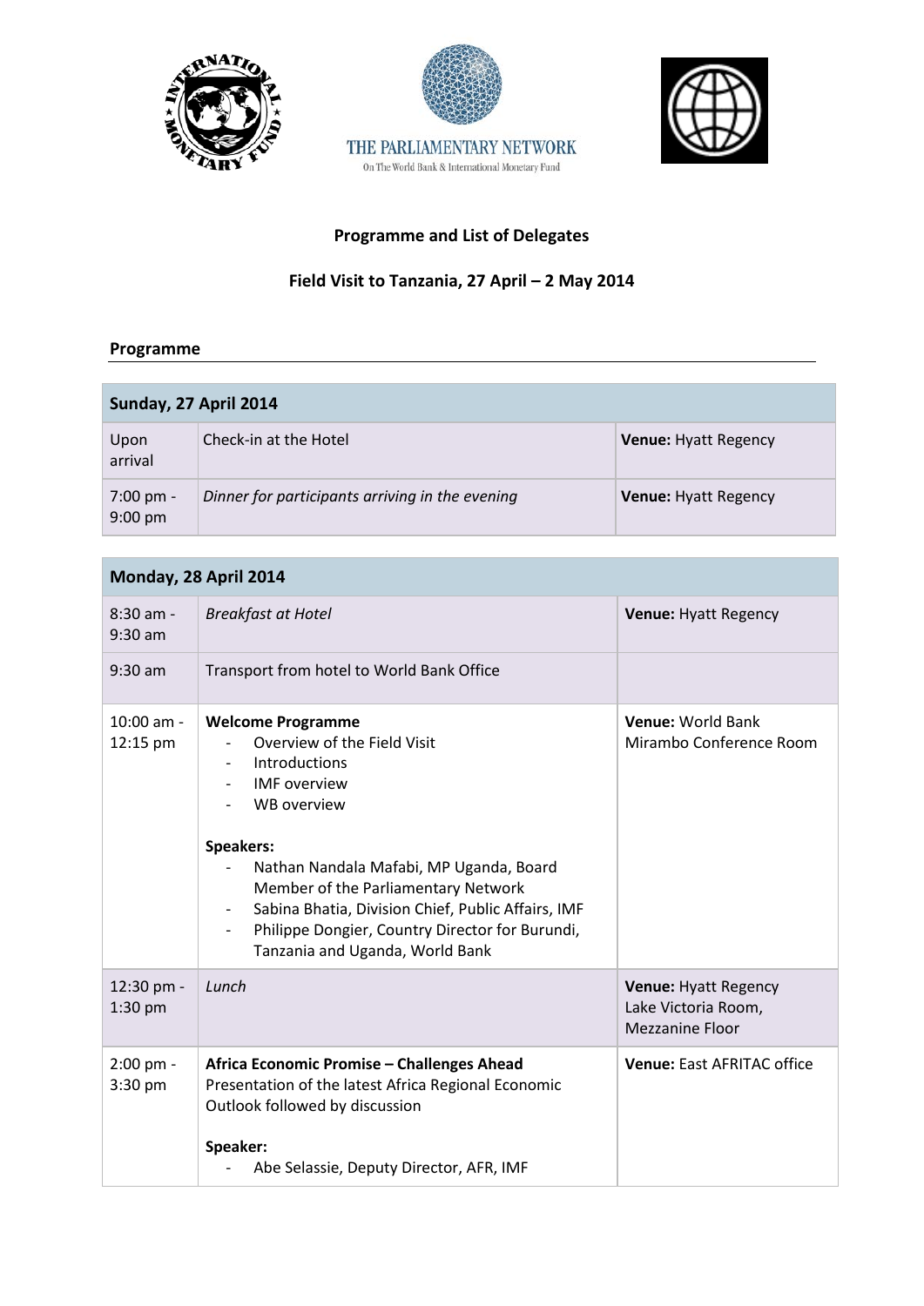THE PARLIAMENTARY NETWORK
On The World Bank & International Monetary Fund

## Programme and List of Delegates

## Field Visit to Tanzania, 27 April – 2 May 2014

### Programme

| **Sunday, 27 April 2014** | | |
|---|---|---|
| Upon arrival | Check-in at the Hotel | **Venue:** Hyatt Regency |
| 7:00 pm - 9:00 pm | *Dinner for participants arriving in the evening* | **Venue:** Hyatt Regency |

| **Monday, 28 April 2014** | | |
|---|---|---|
| 8:30 am - 9:30 am | *Breakfast at Hotel* | **Venue:** Hyatt Regency |
| 9:30 am | Transport from hotel to World Bank Office | |
| 10:00 am - 12:15 pm | **Welcome Programme**<br>- Overview of the Field Visit<br>- Introductions<br>- IMF overview<br>- WB overview<br><br>**Speakers:**<br>- Nathan Nandala Mafabi, MP Uganda, Board Member of the Parliamentary Network<br>- Sabina Bhatia, Division Chief, Public Affairs, IMF<br>- Philippe Dongier, Country Director for Burundi, Tanzania and Uganda, World Bank | **Venue:** World Bank Mirambo Conference Room |
| 12:30 pm - 1:30 pm | *Lunch* | **Venue:** Hyatt Regency Lake Victoria Room, Mezzanine Floor |
| 2:00 pm - 3:30 pm | **Africa Economic Promise – Challenges Ahead**<br>Presentation of the latest Africa Regional Economic Outlook followed by discussion<br><br>**Speaker:**<br>- Abe Selassie, Deputy Director, AFR, IMF | **Venue:** East AFRITAC office |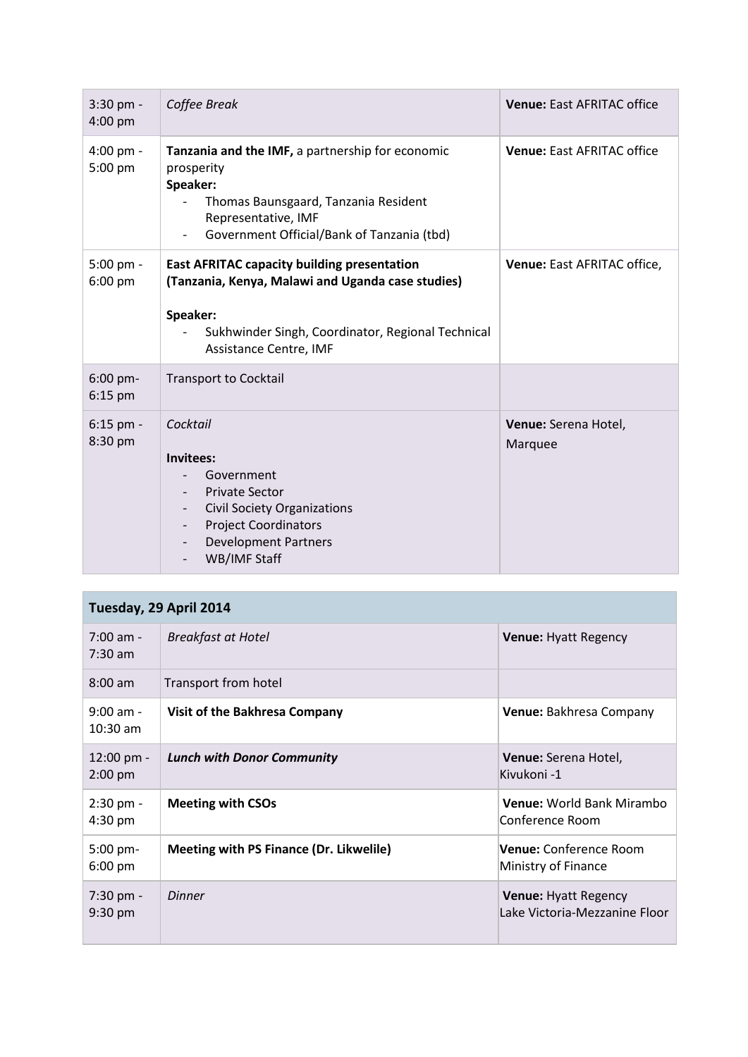| | | |
|---|---|---|
| 3:30 pm - 4:00 pm | *Coffee Break* | **Venue:** East AFRITAC office |
| 4:00 pm - 5:00 pm | **Tanzania and the IMF,** a partnership for economic prosperity<br>**Speaker:**<br>- Thomas Baunsgaard, Tanzania Resident Representative, IMF<br>- Government Official/Bank of Tanzania (tbd) | **Venue:** East AFRITAC office |
| 5:00 pm - 6:00 pm | **East AFRITAC capacity building presentation (Tanzania, Kenya, Malawi and Uganda case studies)**<br><br>**Speaker:**<br>- Sukhwinder Singh, Coordinator, Regional Technical Assistance Centre, IMF | **Venue:** East AFRITAC office, |
| 6:00 pm- 6:15 pm | Transport to Cocktail | |
| 6:15 pm - 8:30 pm | *Cocktail*<br><br>**Invitees:**<br>- Government<br>- Private Sector<br>- Civil Society Organizations<br>- Project Coordinators<br>- Development Partners<br>- WB/IMF Staff | **Venue:** Serena Hotel, Marquee |

| **Tuesday, 29 April 2014** | | |
|---|---|---|
| 7:00 am - 7:30 am | *Breakfast at Hotel* | **Venue:** Hyatt Regency |
| 8:00 am | Transport from hotel | |
| 9:00 am - 10:30 am | **Visit of the Bakhresa Company** | **Venue:** Bakhresa Company |
| 12:00 pm - 2:00 pm | ***Lunch with Donor Community*** | **Venue:** Serena Hotel, Kivukoni -1 |
| 2:30 pm - 4:30 pm | **Meeting with CSOs** | **Venue:** World Bank Mirambo Conference Room |
| 5:00 pm- 6:00 pm | **Meeting with PS Finance (Dr. Likwelile)** | **Venue:** Conference Room Ministry of Finance |
| 7:30 pm - 9:30 pm | *Dinner* | **Venue:** Hyatt Regency Lake Victoria-Mezzanine Floor |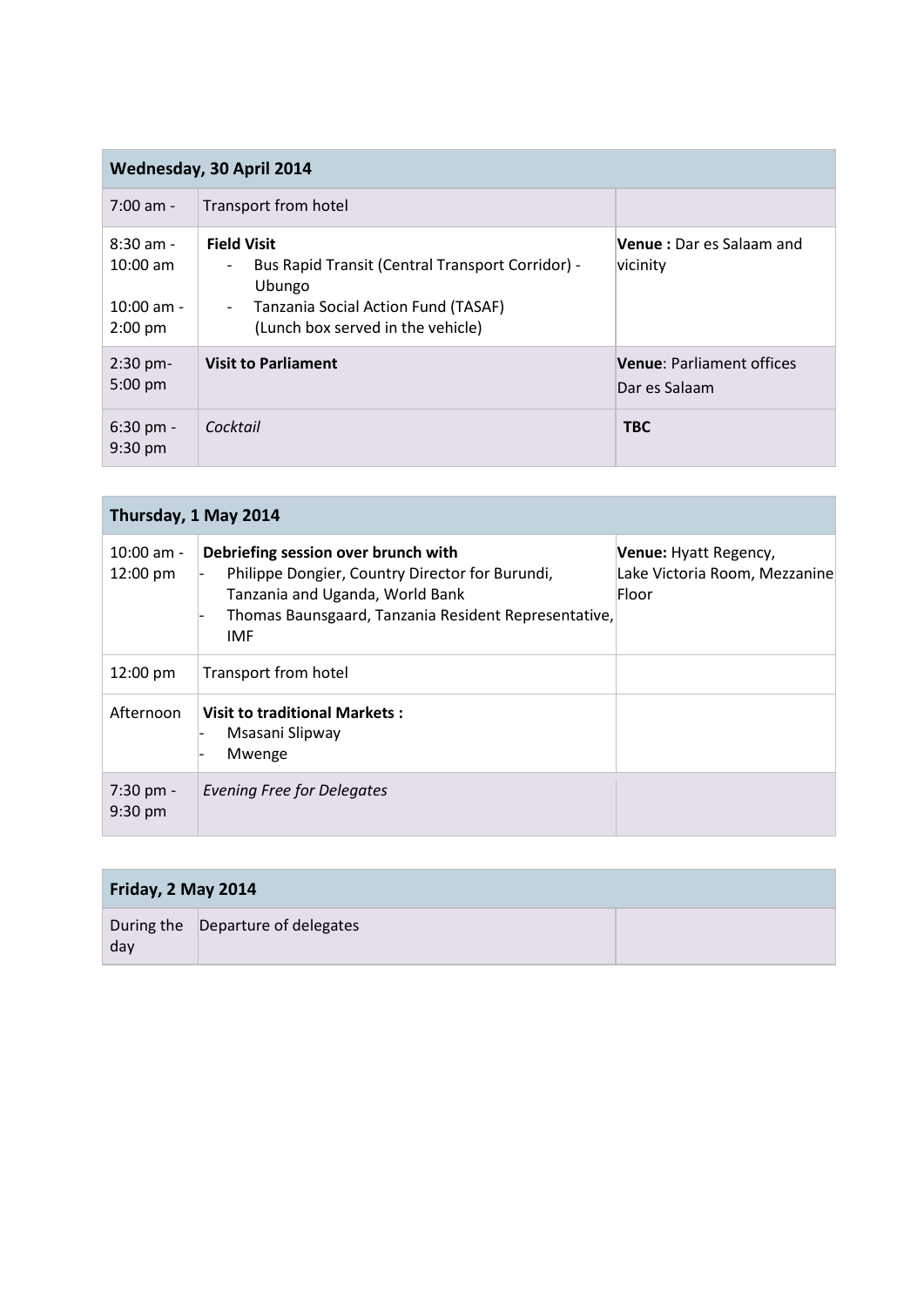| Wednesday, 30 April 2014 | | |
|---|---|---|
| 7:00 am - | Transport from hotel | |
| 8:30 am - 10:00 am<br><br>10:00 am - 2:00 pm | **Field Visit**<br>- Bus Rapid Transit (Central Transport Corridor) - Ubungo<br>- Tanzania Social Action Fund (TASAF) (Lunch box served in the vehicle) | **Venue :** Dar es Salaam and vicinity |
| 2:30 pm- 5:00 pm | **Visit to Parliament** | **Venue**: Parliament offices Dar es Salaam |
| 6:30 pm - 9:30 pm | *Cocktail* | **TBC** |

| Thursday, 1 May 2014 | | |
|---|---|---|
| 10:00 am - 12:00 pm | **Debriefing session over brunch with**<br>- Philippe Dongier, Country Director for Burundi, Tanzania and Uganda, World Bank<br>- Thomas Baunsgaard, Tanzania Resident Representative, IMF | **Venue:** Hyatt Regency, Lake Victoria Room, Mezzanine Floor |
| 12:00 pm | Transport from hotel | |
| Afternoon | **Visit to traditional Markets :**<br>- Msasani Slipway<br>- Mwenge | |
| 7:30 pm - 9:30 pm | *Evening Free for Delegates* | |

| Friday, 2 May 2014 | | |
|---|---|---|
| During the day | Departure of delegates | |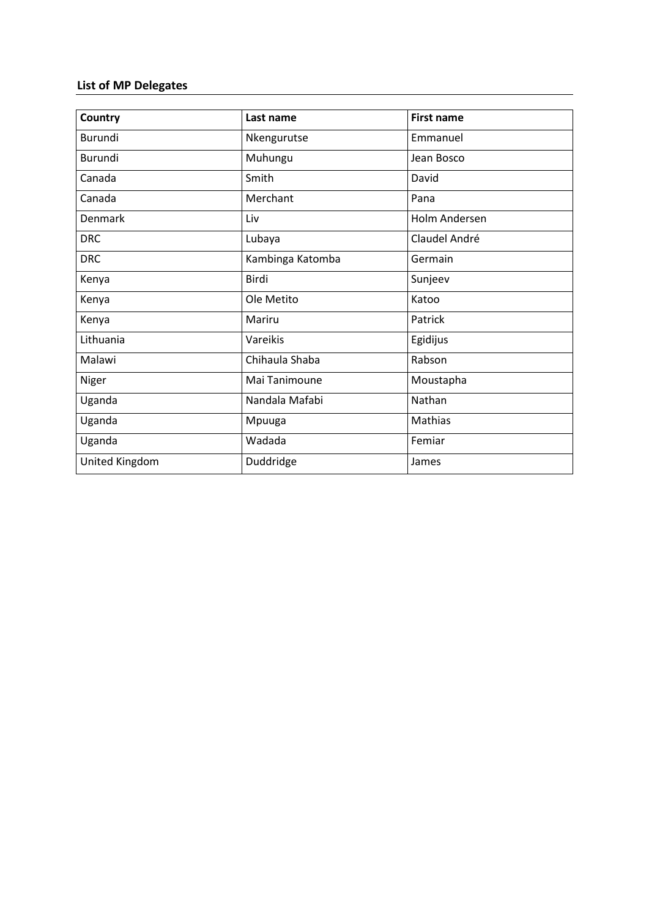**List of MP Delegates**

| Country | Last name | First name |
|---|---|---|
| Burundi | Nkengurutse | Emmanuel |
| Burundi | Muhungu | Jean Bosco |
| Canada | Smith | David |
| Canada | Merchant | Pana |
| Denmark | Liv | Holm Andersen |
| DRC | Lubaya | Claudel André |
| DRC | Kambinga Katomba | Germain |
| Kenya | Birdi | Sunjeev |
| Kenya | Ole Metito | Katoo |
| Kenya | Mariru | Patrick |
| Lithuania | Vareikis | Egidijus |
| Malawi | Chihaula Shaba | Rabson |
| Niger | Mai Tanimoune | Moustapha |
| Uganda | Nandala Mafabi | Nathan |
| Uganda | Mpuuga | Mathias |
| Uganda | Wadada | Femiar |
| United Kingdom | Duddridge | James |